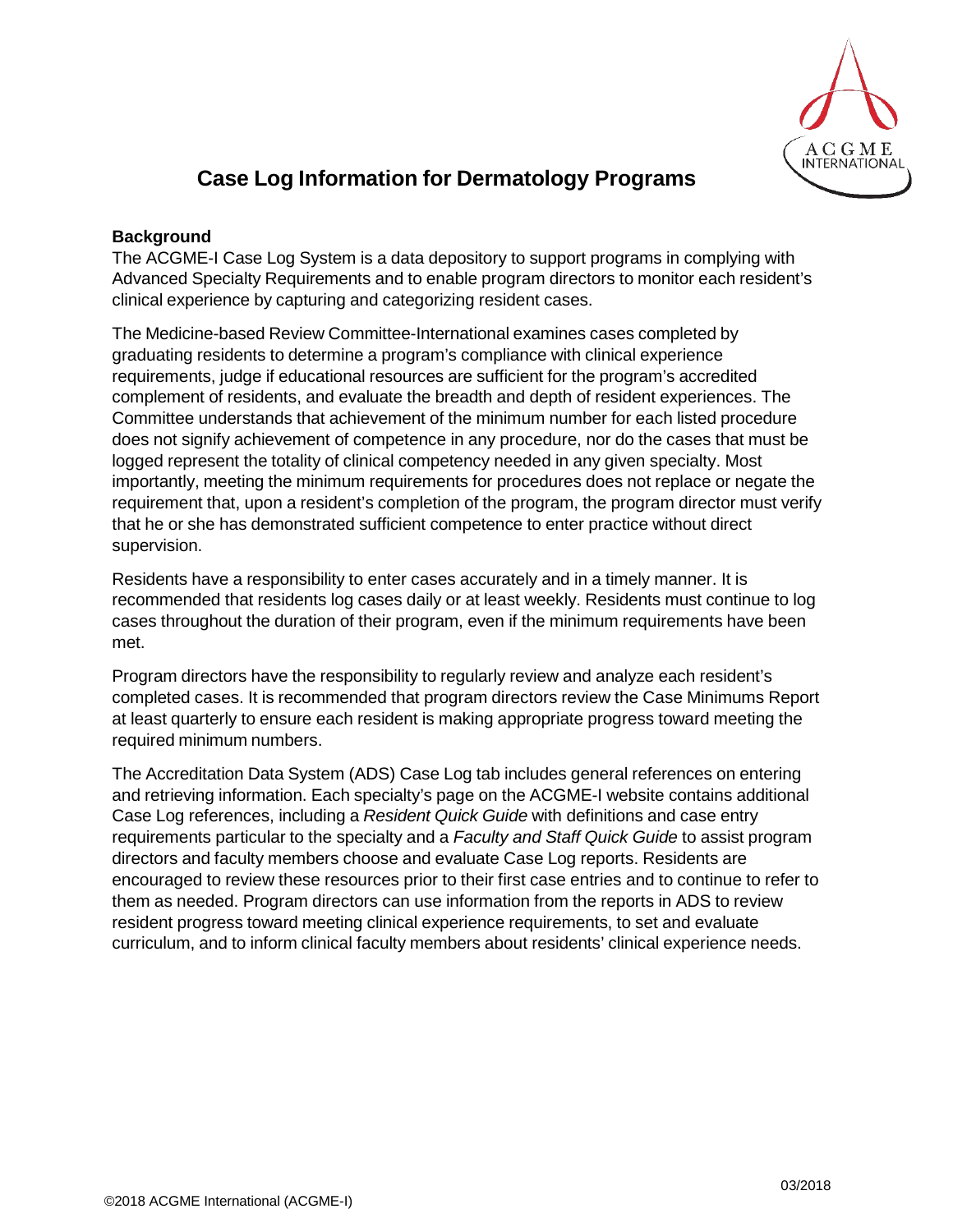# Case Log Information for Dermatology Programs

**Background**

The ACGME-I Case Log System is a data depository to support programs in complying with Advanced Specialty Requirements and to enable program directors to monitor each resident's clinical experience by capturing and categorizing resident cases.

The Medicine-based Review Committee-International examines cases completed by graduating residents to determine a program's compliance with clinical experience requirements, judge if educational resources are sufficient for the program's accredited complement of residents, and evaluate the breadth and depth of resident experiences. The Committee understands that achievement of the minimum number for each listed procedure does not signify achievement of competence in any procedure, nor do the cases that must be logged represent the totality of clinical competency needed in any given specialty. Most importantly, meeting the minimum requirements for procedures does not replace or negate the requirement that, upon a resident's completion of the program, the program director must verify that he or she has demonstrated sufficient competence to enter practice without direct supervision.

Residents have a responsibility to enter cases accurately and in a timely manner. It is recommended that residents log cases daily or at least weekly. Residents must continue to log cases throughout the duration of their program, even if the minimum requirements have been met.

Program directors have the responsibility to regularly review and analyze each resident's completed cases. It is recommended that program directors review the Case Minimums Report at least quarterly to ensure each resident is making appropriate progress toward meeting the required minimum numbers.

The Accreditation Data System (ADS) Case Log tab includes general references on entering and retrieving information. Each specialty's page on the ACGME-I website contains additional Case Log references, including a *Resident Quick Guide* with definitions and case entry requirements particular to the specialty and a *Faculty and Staff Quick Guide* to assist program directors and faculty members choose and evaluate Case Log reports. Residents are encouraged to review these resources prior to their first case entries and to continue to refer to them as needed. Program directors can use information from the reports in ADS to review resident progress toward meeting clinical experience requirements, to set and evaluate curriculum, and to inform clinical faculty members about residents' clinical experience needs.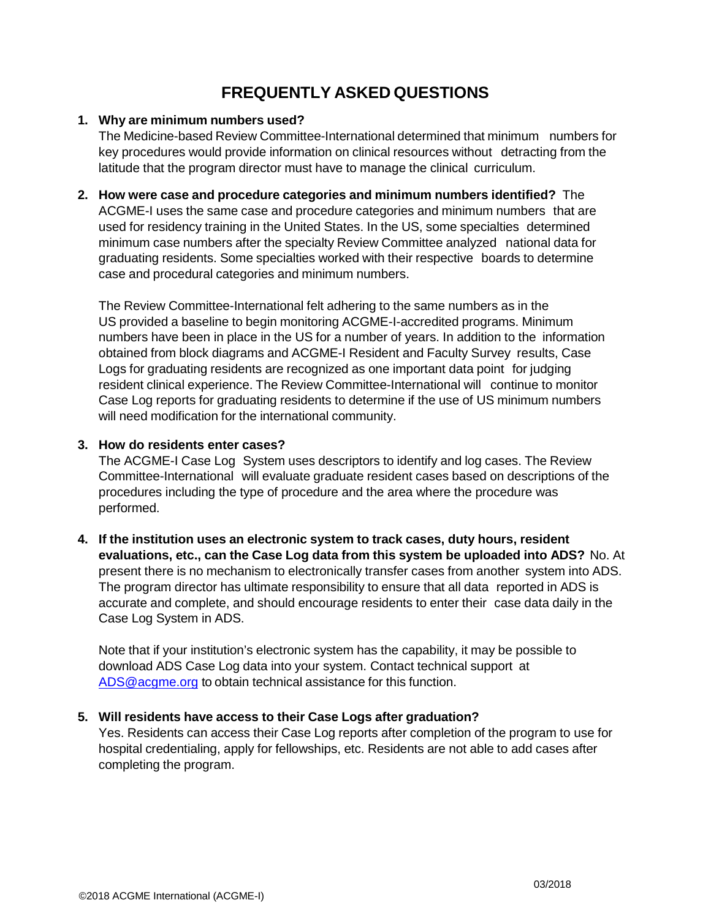# FREQUENTLY ASKED QUESTIONS

1. **Why are minimum numbers used?**
   The Medicine-based Review Committee-International determined that minimum numbers for key procedures would provide information on clinical resources without detracting from the latitude that the program director must have to manage the clinical curriculum.

2. **How were case and procedure categories and minimum numbers identified?** The ACGME-I uses the same case and procedure categories and minimum numbers that are used for residency training in the United States. In the US, some specialties determined minimum case numbers after the specialty Review Committee analyzed national data for graduating residents. Some specialties worked with their respective boards to determine case and procedural categories and minimum numbers.

   The Review Committee-International felt adhering to the same numbers as in the US provided a baseline to begin monitoring ACGME-I-accredited programs. Minimum numbers have been in place in the US for a number of years. In addition to the information obtained from block diagrams and ACGME-I Resident and Faculty Survey results, Case Logs for graduating residents are recognized as one important data point for judging resident clinical experience. The Review Committee-International will continue to monitor Case Log reports for graduating residents to determine if the use of US minimum numbers will need modification for the international community.

3. **How do residents enter cases?**
   The ACGME-I Case Log System uses descriptors to identify and log cases. The Review Committee-International will evaluate graduate resident cases based on descriptions of the procedures including the type of procedure and the area where the procedure was performed.

4. **If the institution uses an electronic system to track cases, duty hours, resident evaluations, etc., can the Case Log data from this system be uploaded into ADS?** No. At present there is no mechanism to electronically transfer cases from another system into ADS. The program director has ultimate responsibility to ensure that all data reported in ADS is accurate and complete, and should encourage residents to enter their case data daily in the Case Log System in ADS.

   Note that if your institution's electronic system has the capability, it may be possible to download ADS Case Log data into your system. Contact technical support at [ADS@acgme.org](mailto:ADS@acgme.org) to obtain technical assistance for this function.

5. **Will residents have access to their Case Logs after graduation?**
   Yes. Residents can access their Case Log reports after completion of the program to use for hospital credentialing, apply for fellowships, etc. Residents are not able to add cases after completing the program.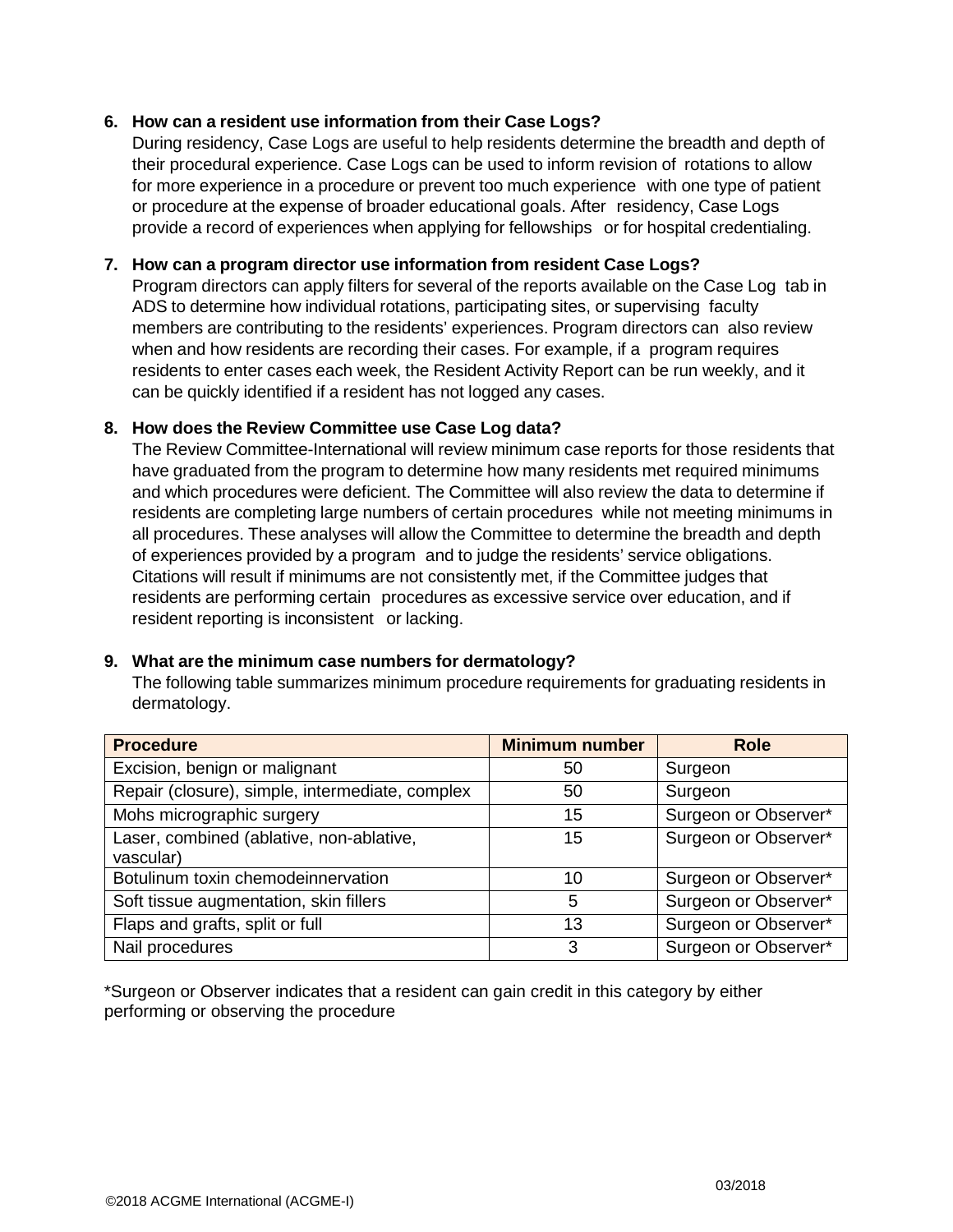6. **How can a resident use information from their Case Logs?**
During residency, Case Logs are useful to help residents determine the breadth and depth of their procedural experience. Case Logs can be used to inform revision of rotations to allow for more experience in a procedure or prevent too much experience with one type of patient or procedure at the expense of broader educational goals. After residency, Case Logs provide a record of experiences when applying for fellowships or for hospital credentialing.

7. **How can a program director use information from resident Case Logs?**
Program directors can apply filters for several of the reports available on the Case Log tab in ADS to determine how individual rotations, participating sites, or supervising faculty members are contributing to the residents' experiences. Program directors can also review when and how residents are recording their cases. For example, if a program requires residents to enter cases each week, the Resident Activity Report can be run weekly, and it can be quickly identified if a resident has not logged any cases.

8. **How does the Review Committee use Case Log data?**
The Review Committee-International will review minimum case reports for those residents that have graduated from the program to determine how many residents met required minimums and which procedures were deficient. The Committee will also review the data to determine if residents are completing large numbers of certain procedures while not meeting minimums in all procedures. These analyses will allow the Committee to determine the breadth and depth of experiences provided by a program and to judge the residents' service obligations. Citations will result if minimums are not consistently met, if the Committee judges that residents are performing certain procedures as excessive service over education, and if resident reporting is inconsistent or lacking.

9. **What are the minimum case numbers for dermatology?**
The following table summarizes minimum procedure requirements for graduating residents in dermatology.

| Procedure | Minimum number | Role |
|---|---|---|
| Excision, benign or malignant | 50 | Surgeon |
| Repair (closure), simple, intermediate, complex | 50 | Surgeon |
| Mohs micrographic surgery | 15 | Surgeon or Observer* |
| Laser, combined (ablative, non-ablative, vascular) | 15 | Surgeon or Observer* |
| Botulinum toxin chemodeinnervation | 10 | Surgeon or Observer* |
| Soft tissue augmentation, skin fillers | 5 | Surgeon or Observer* |
| Flaps and grafts, split or full | 13 | Surgeon or Observer* |
| Nail procedures | 3 | Surgeon or Observer* |

*Surgeon or Observer indicates that a resident can gain credit in this category by either performing or observing the procedure